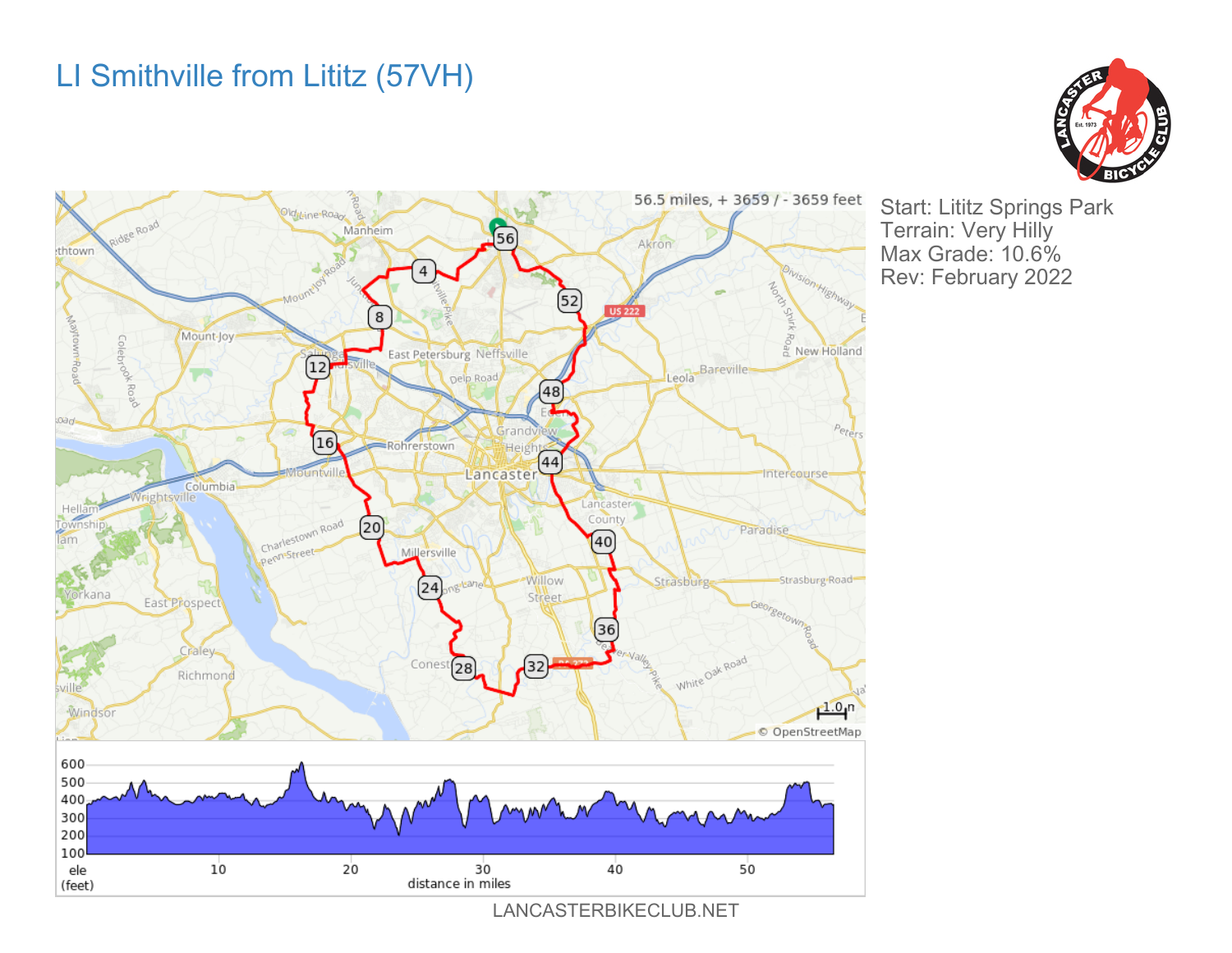# LI Smithville from Lititz (57VH)

Start: Lititz Springs Park
Terrain: Very Hilly
Max Grade: 10.6%
Rev: February 2022

56.5 miles, + 3659 / - 3659 feet

LANCASTERBIKECLUB.NET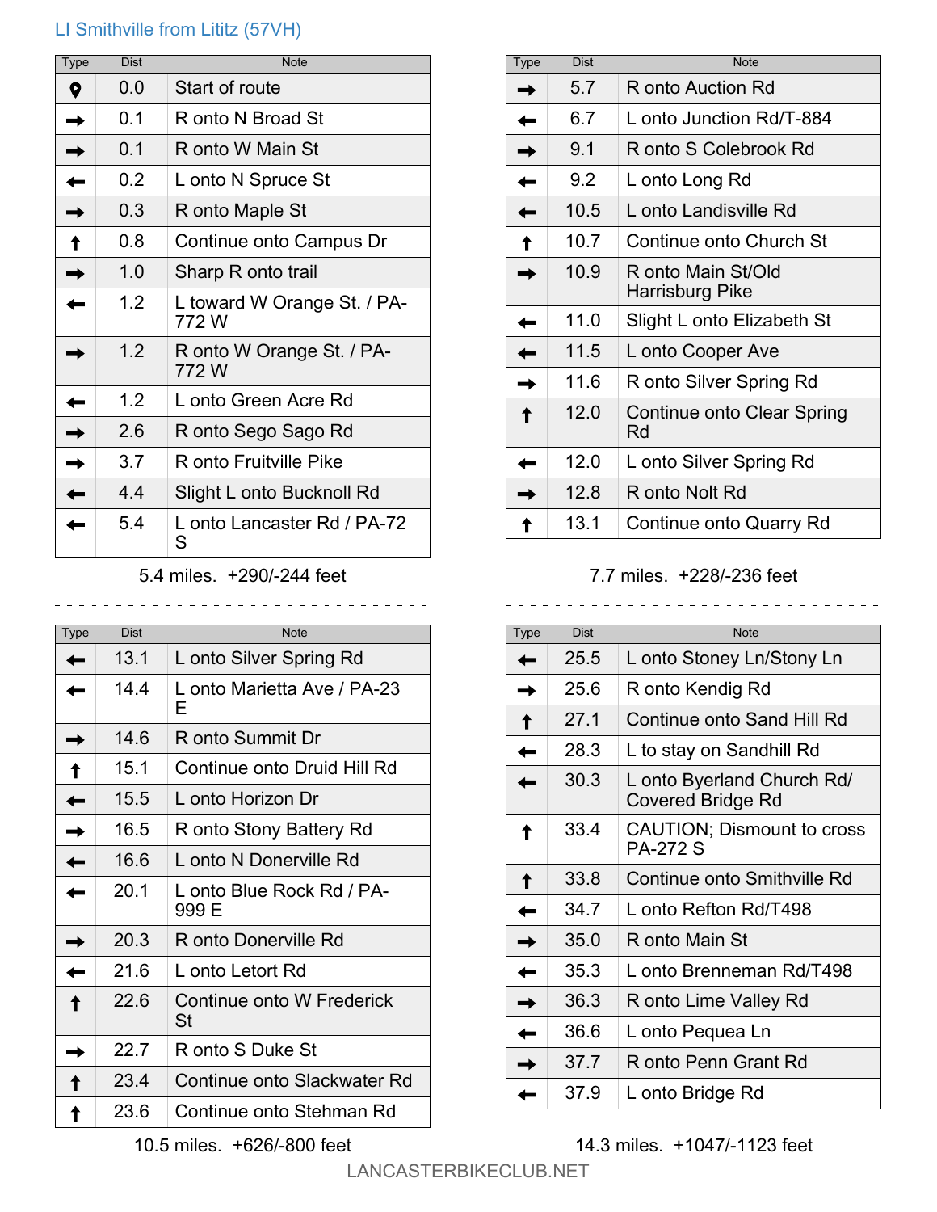LI Smithville from Lititz (57VH)

| Type | Dist | Note |
|---|---|---|
| Start | 0.0 | Start of route |
| → | 0.1 | R onto N Broad St |
| → | 0.1 | R onto W Main St |
| ← | 0.2 | L onto N Spruce St |
| → | 0.3 | R onto Maple St |
| ↑ | 0.8 | Continue onto Campus Dr |
| → | 1.0 | Sharp R onto trail |
| ← | 1.2 | L toward W Orange St. / PA-772 W |
| → | 1.2 | R onto W Orange St. / PA-772 W |
| ← | 1.2 | L onto Green Acre Rd |
| → | 2.6 | R onto Sego Sago Rd |
| → | 3.7 | R onto Fruitville Pike |
| ← | 4.4 | Slight L onto Bucknoll Rd |
| ← | 5.4 | L onto Lancaster Rd / PA-72 S |

5.4 miles. +290/-244 feet

| Type | Dist | Note |
|---|---|---|
| → | 5.7 | R onto Auction Rd |
| ← | 6.7 | L onto Junction Rd/T-884 |
| → | 9.1 | R onto S Colebrook Rd |
| ← | 9.2 | L onto Long Rd |
| ← | 10.5 | L onto Landisville Rd |
| ↑ | 10.7 | Continue onto Church St |
| → | 10.9 | R onto Main St/Old Harrisburg Pike |
| ← | 11.0 | Slight L onto Elizabeth St |
| ← | 11.5 | L onto Cooper Ave |
| → | 11.6 | R onto Silver Spring Rd |
| ↑ | 12.0 | Continue onto Clear Spring Rd |
| ← | 12.0 | L onto Silver Spring Rd |
| → | 12.8 | R onto Nolt Rd |
| ↑ | 13.1 | Continue onto Quarry Rd |

7.7 miles. +228/-236 feet

| Type | Dist | Note |
|---|---|---|
| ← | 13.1 | L onto Silver Spring Rd |
| ← | 14.4 | L onto Marietta Ave / PA-23 E |
| → | 14.6 | R onto Summit Dr |
| ↑ | 15.1 | Continue onto Druid Hill Rd |
| ← | 15.5 | L onto Horizon Dr |
| → | 16.5 | R onto Stony Battery Rd |
| ← | 16.6 | L onto N Donerville Rd |
| ← | 20.1 | L onto Blue Rock Rd / PA-999 E |
| → | 20.3 | R onto Donerville Rd |
| ← | 21.6 | L onto Letort Rd |
| ↑ | 22.6 | Continue onto W Frederick St |
| → | 22.7 | R onto S Duke St |
| ↑ | 23.4 | Continue onto Slackwater Rd |
| ↑ | 23.6 | Continue onto Stehman Rd |

10.5 miles. +626/-800 feet

| Type | Dist | Note |
|---|---|---|
| ← | 25.5 | L onto Stoney Ln/Stony Ln |
| → | 25.6 | R onto Kendig Rd |
| ↑ | 27.1 | Continue onto Sand Hill Rd |
| ← | 28.3 | L to stay on Sandhill Rd |
| ← | 30.3 | L onto Byerland Church Rd/ Covered Bridge Rd |
| ↑ | 33.4 | CAUTION; Dismount to cross PA-272 S |
| ↑ | 33.8 | Continue onto Smithville Rd |
| ← | 34.7 | L onto Refton Rd/T498 |
| → | 35.0 | R onto Main St |
| ← | 35.3 | L onto Brenneman Rd/T498 |
| → | 36.3 | R onto Lime Valley Rd |
| ← | 36.6 | L onto Pequea Ln |
| → | 37.7 | R onto Penn Grant Rd |
| ← | 37.9 | L onto Bridge Rd |

14.3 miles. +1047/-1123 feet

LANCASTERBIKECLUB.NET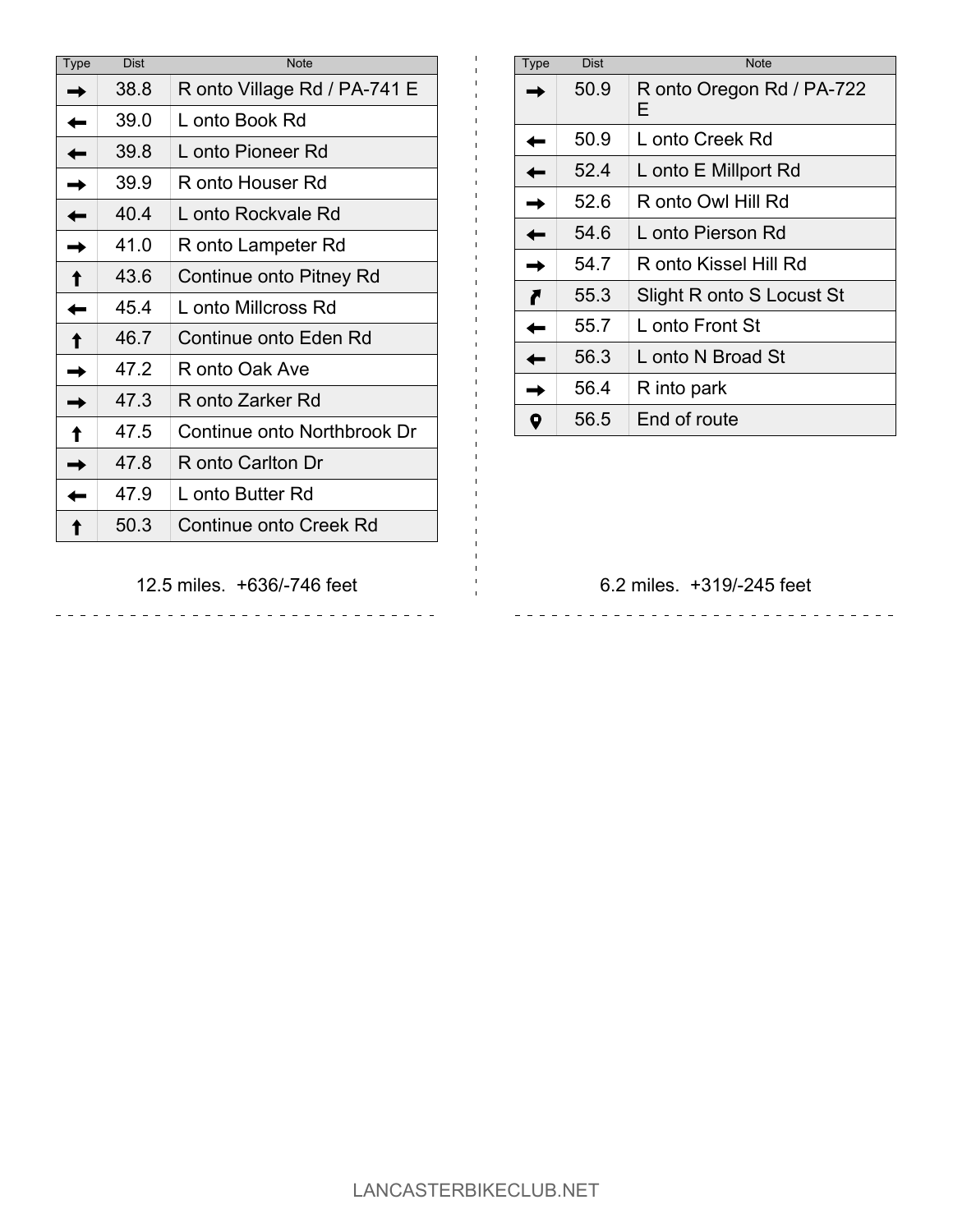| Type | Dist | Note |
| --- | --- | --- |
| → | 38.8 | R onto Village Rd / PA-741 E |
| ← | 39.0 | L onto Book Rd |
| ← | 39.8 | L onto Pioneer Rd |
| → | 39.9 | R onto Houser Rd |
| ← | 40.4 | L onto Rockvale Rd |
| → | 41.0 | R onto Lampeter Rd |
| ↑ | 43.6 | Continue onto Pitney Rd |
| ← | 45.4 | L onto Millcross Rd |
| ↑ | 46.7 | Continue onto Eden Rd |
| → | 47.2 | R onto Oak Ave |
| → | 47.3 | R onto Zarker Rd |
| ↑ | 47.5 | Continue onto Northbrook Dr |
| → | 47.8 | R onto Carlton Dr |
| ← | 47.9 | L onto Butter Rd |
| ↑ | 50.3 | Continue onto Creek Rd |

12.5 miles. +636/-746 feet

| Type | Dist | Note |
| --- | --- | --- |
| → | 50.9 | R onto Oregon Rd / PA-722 E |
| ← | 50.9 | L onto Creek Rd |
| ← | 52.4 | L onto E Millport Rd |
| → | 52.6 | R onto Owl Hill Rd |
| ← | 54.6 | L onto Pierson Rd |
| → | 54.7 | R onto Kissel Hill Rd |
| ↱ | 55.3 | Slight R onto S Locust St |
| ← | 55.7 | L onto Front St |
| ← | 56.3 | L onto N Broad St |
| → | 56.4 | R into park |
| 📍 | 56.5 | End of route |

6.2 miles. +319/-245 feet

LANCASTERBIKECLUB.NET